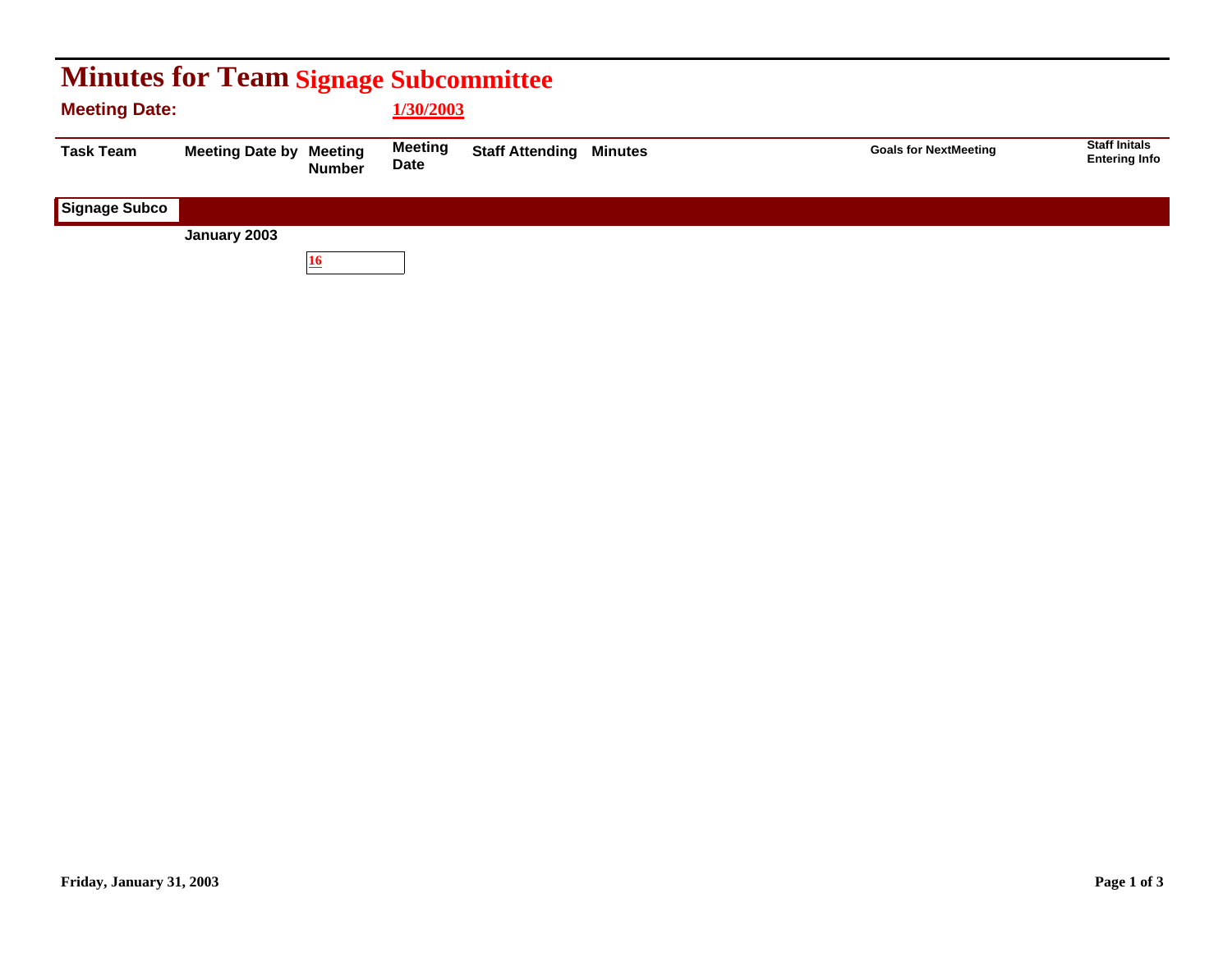# Minutes for Team Signage Subcommittee

**Meeting Date:** 1/30/2003

| Task Team | Meeting Date by | Meeting Number | Meeting Date | Staff Attending | Minutes | Goals for NextMeeting | Staff Initals Entering Info |
|---|---|---|---|---|---|---|---|
| **Signage Subco** | | | | | | | |
| | **January 2003** | | | | | | |
| | | 16 | | | | | |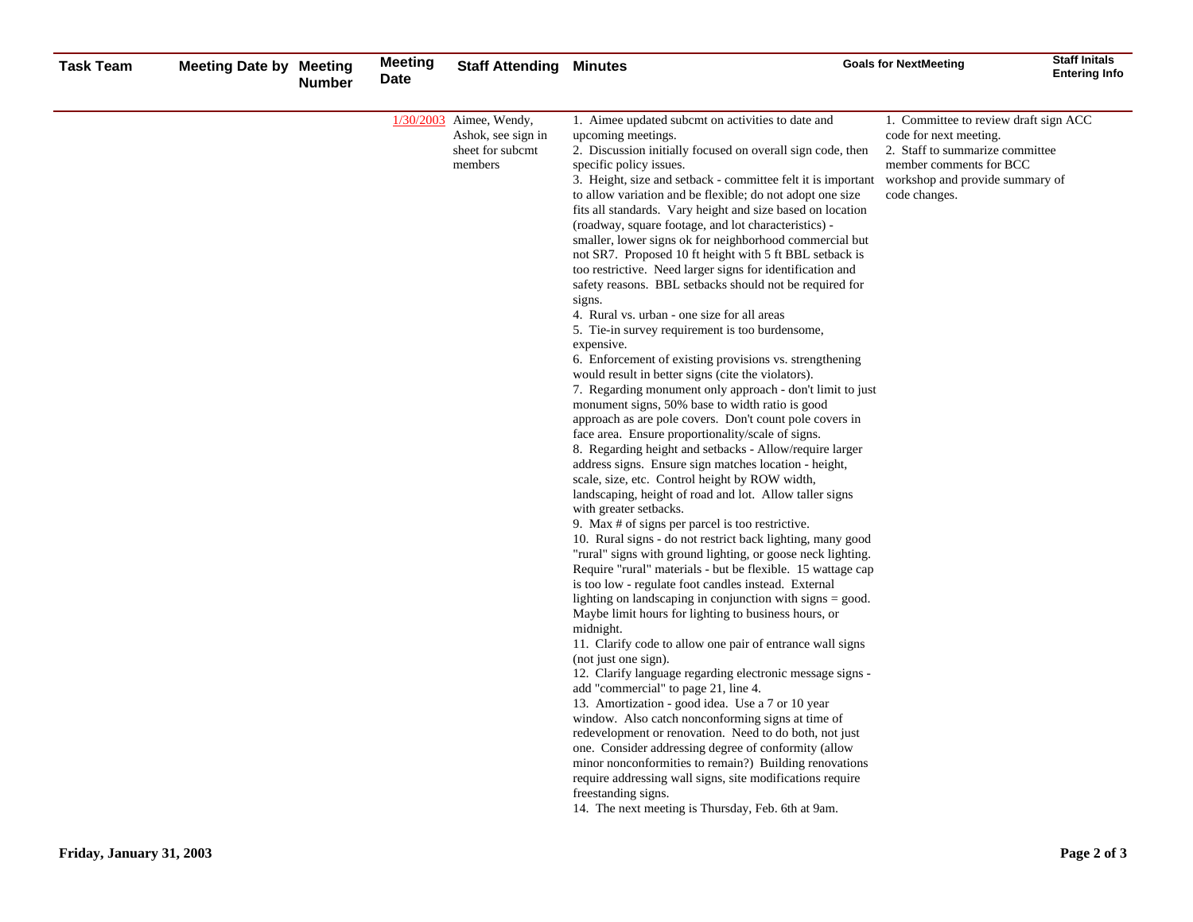| Task Team | Meeting Date by | Meeting Number | Meeting Date | Staff Attending | Minutes | Goals for NextMeeting | Staff Initals Entering Info |
|---|---|---|---|---|---|---|---|
| | | | 1/30/2003 | Aimee, Wendy, Ashok, see sign in sheet for subcmt members | 1. Aimee updated subcmt on activities to date and upcoming meetings.<br>2. Discussion initially focused on overall sign code, then specific policy issues.<br>3. Height, size and setback - committee felt it is important to allow variation and be flexible; do not adopt one size fits all standards. Vary height and size based on location (roadway, square footage, and lot characteristics) - smaller, lower signs ok for neighborhood commercial but not SR7. Proposed 10 ft height with 5 ft BBL setback is too restrictive. Need larger signs for identification and safety reasons. BBL setbacks should not be required for signs.<br>4. Rural vs. urban - one size for all areas<br>5. Tie-in survey requirement is too burdensome, expensive.<br>6. Enforcement of existing provisions vs. strengthening would result in better signs (cite the violators).<br>7. Regarding monument only approach - don't limit to just monument signs, 50% base to width ratio is good approach as are pole covers. Don't count pole covers in face area. Ensure proportionality/scale of signs.<br>8. Regarding height and setbacks - Allow/require larger address signs. Ensure sign matches location - height, scale, size, etc. Control height by ROW width, landscaping, height of road and lot. Allow taller signs with greater setbacks.<br>9. Max # of signs per parcel is too restrictive.<br>10. Rural signs - do not restrict back lighting, many good "rural" signs with ground lighting, or goose neck lighting. Require "rural" materials - but be flexible. 15 wattage cap is too low - regulate foot candles instead. External lighting on landscaping in conjunction with signs = good. Maybe limit hours for lighting to business hours, or midnight.<br>11. Clarify code to allow one pair of entrance wall signs (not just one sign).<br>12. Clarify language regarding electronic message signs - add "commercial" to page 21, line 4.<br>13. Amortization - good idea. Use a 7 or 10 year window. Also catch nonconforming signs at time of redevelopment or renovation. Need to do both, not just one. Consider addressing degree of conformity (allow minor nonconformities to remain?) Building renovations require addressing wall signs, site modifications require freestanding signs.<br>14. The next meeting is Thursday, Feb. 6th at 9am. | 1. Committee to review draft sign ACC code for next meeting.<br>2. Staff to summarize committee member comments for BCC workshop and provide summary of code changes. | |

Friday, January 31, 2003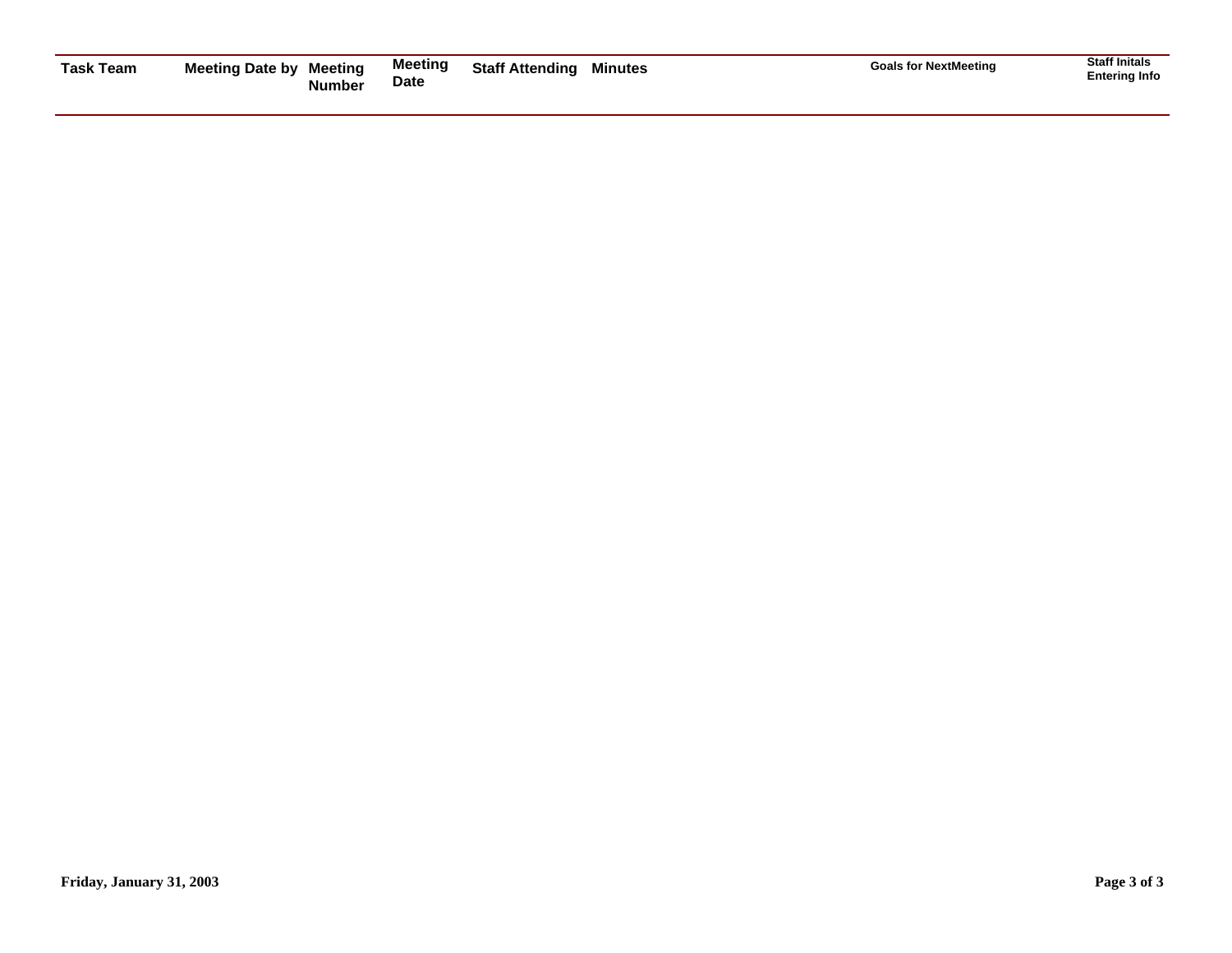| Task Team | Meeting Date by | Meeting Number | Meeting Date | Staff Attending | Minutes | Goals for NextMeeting | Staff Initals Entering Info |
|---|---|---|---|---|---|---|---|

**Friday, January 31, 2003**